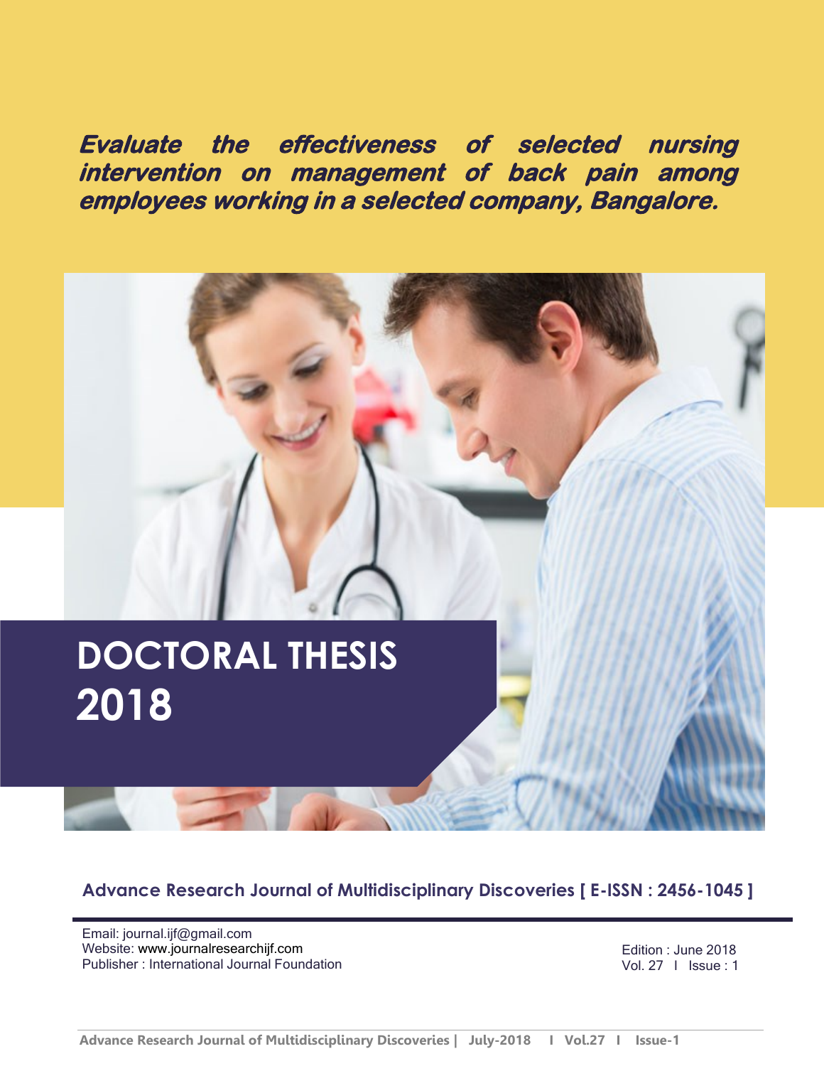# *Evaluate the effectiveness of selected nursing intervention on management of back pain among employees working in a selected company, Bangalore.*

## DOCTORAL THESIS 2018

**Advance Research Journal of Multidisciplinary Discoveries [ E-ISSN : 2456-1045 ]**

Email: journal.ijf@gmail.com
Website: www.journalresearchijf.com
Publisher : International Journal Foundation

Edition : June 2018
Vol. 27 I Issue : 1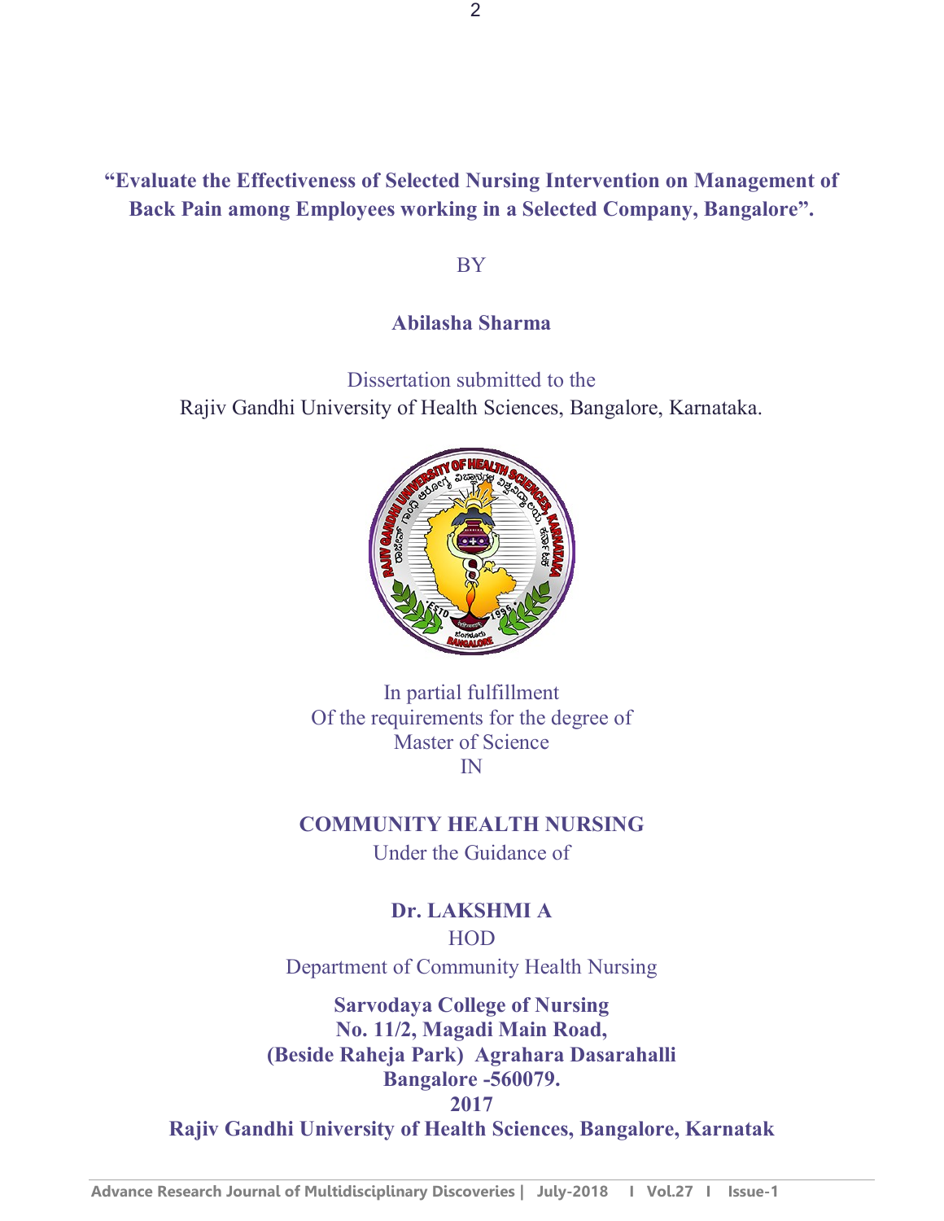**"Evaluate the Effectiveness of Selected Nursing Intervention on Management of Back Pain among Employees working in a Selected Company, Bangalore".**

BY

**Abilasha Sharma**

Dissertation submitted to the
Rajiv Gandhi University of Health Sciences, Bangalore, Karnataka.

In partial fulfillment
Of the requirements for the degree of
Master of Science
IN

**COMMUNITY HEALTH NURSING**

Under the Guidance of

**Dr. LAKSHMI A**

HOD
Department of Community Health Nursing

**Sarvodaya College of Nursing**
**No. 11/2, Magadi Main Road,**
**(Beside Raheja Park) Agrahara Dasarahalli**
**Bangalore -560079.**
**2017**
**Rajiv Gandhi University of Health Sciences, Bangalore, Karnatak**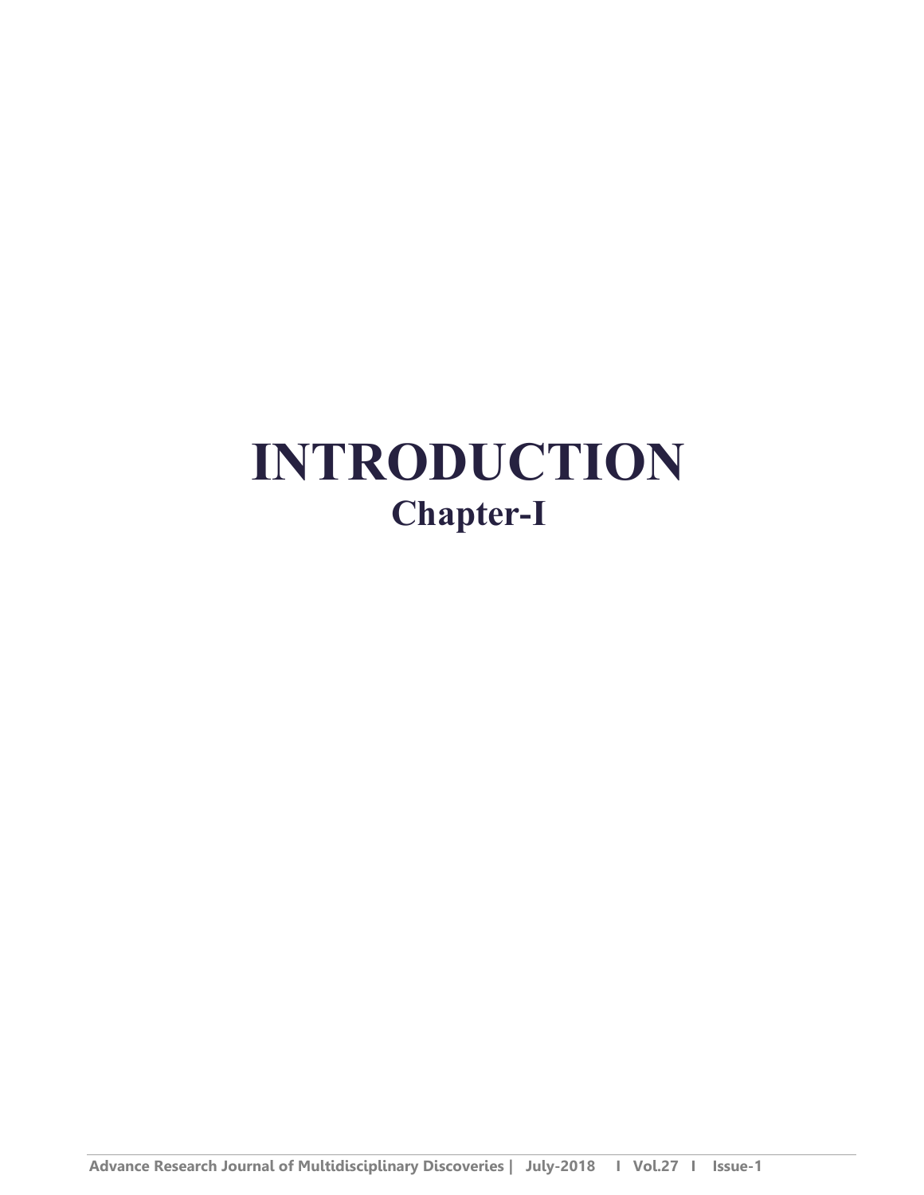# INTRODUCTION

## Chapter-I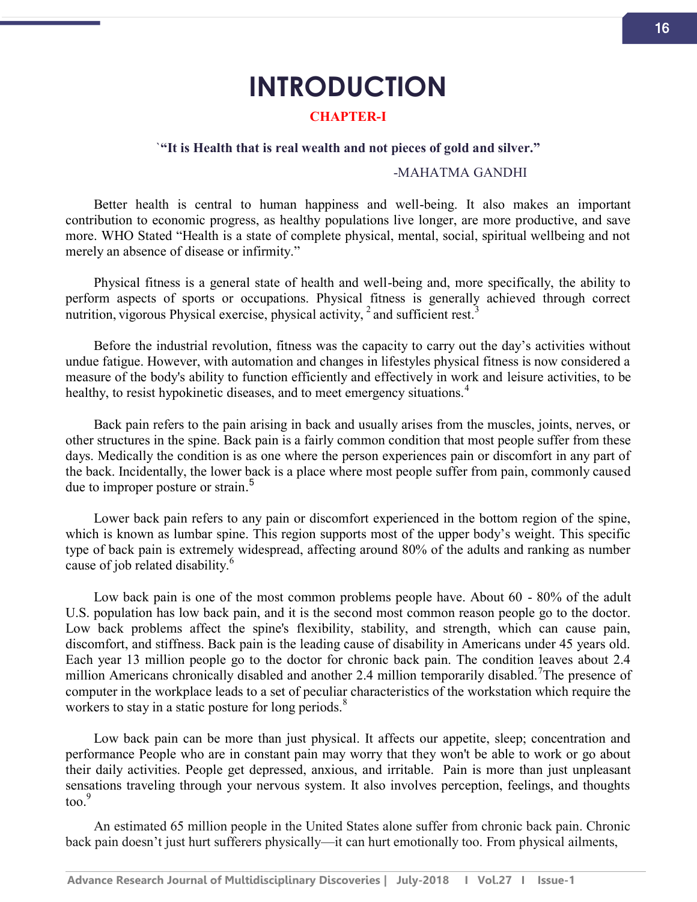# INTRODUCTION

## CHAPTER-I

**`"It is Health that is real wealth and not pieces of gold and silver."**

-MAHATMA GANDHI

Better health is central to human happiness and well-being. It also makes an important contribution to economic progress, as healthy populations live longer, are more productive, and save more. WHO Stated "Health is a state of complete physical, mental, social, spiritual wellbeing and not merely an absence of disease or infirmity."

Physical fitness is a general state of health and well-being and, more specifically, the ability to perform aspects of sports or occupations. Physical fitness is generally achieved through correct nutrition, vigorous Physical exercise, physical activity, [2] and sufficient rest.[3]

Before the industrial revolution, fitness was the capacity to carry out the day's activities without undue fatigue. However, with automation and changes in lifestyles physical fitness is now considered a measure of the body's ability to function efficiently and effectively in work and leisure activities, to be healthy, to resist hypokinetic diseases, and to meet emergency situations.[4]

Back pain refers to the pain arising in back and usually arises from the muscles, joints, nerves, or other structures in the spine. Back pain is a fairly common condition that most people suffer from these days. Medically the condition is as one where the person experiences pain or discomfort in any part of the back. Incidentally, the lower back is a place where most people suffer from pain, commonly caused due to improper posture or strain.[5]

Lower back pain refers to any pain or discomfort experienced in the bottom region of the spine, which is known as lumbar spine. This region supports most of the upper body's weight. This specific type of back pain is extremely widespread, affecting around 80% of the adults and ranking as number cause of job related disability.[6]

Low back pain is one of the most common problems people have. About 60 - 80% of the adult U.S. population has low back pain, and it is the second most common reason people go to the doctor. Low back problems affect the spine's flexibility, stability, and strength, which can cause pain, discomfort, and stiffness. Back pain is the leading cause of disability in Americans under 45 years old. Each year 13 million people go to the doctor for chronic back pain. The condition leaves about 2.4 million Americans chronically disabled and another 2.4 million temporarily disabled.[7]The presence of computer in the workplace leads to a set of peculiar characteristics of the workstation which require the workers to stay in a static posture for long periods.[8]

Low back pain can be more than just physical. It affects our appetite, sleep; concentration and performance People who are in constant pain may worry that they won't be able to work or go about their daily activities. People get depressed, anxious, and irritable. Pain is more than just unpleasant sensations traveling through your nervous system. It also involves perception, feelings, and thoughts too.[9]

An estimated 65 million people in the United States alone suffer from chronic back pain. Chronic back pain doesn't just hurt sufferers physically—it can hurt emotionally too. From physical ailments,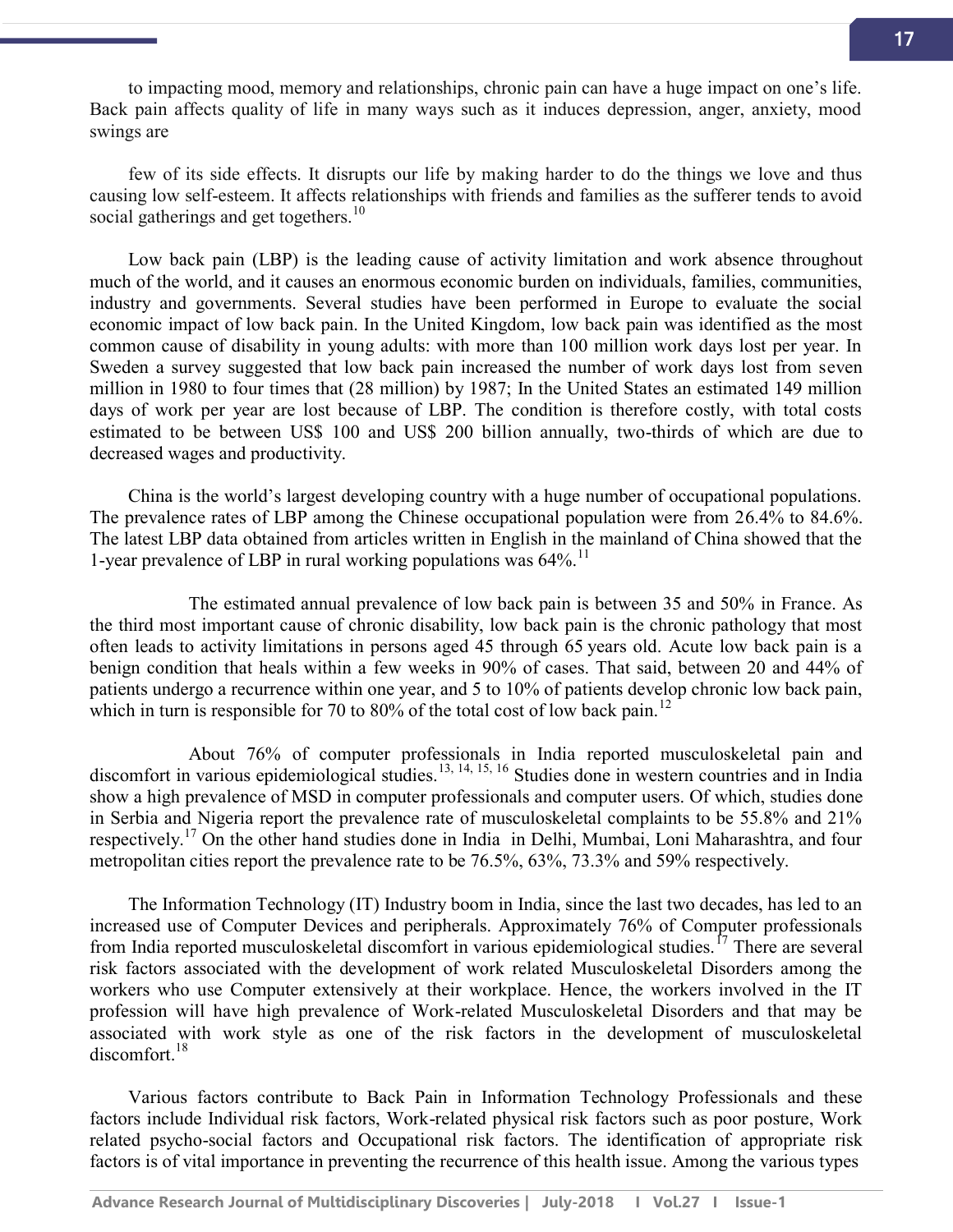to impacting mood, memory and relationships, chronic pain can have a huge impact on one's life. Back pain affects quality of life in many ways such as it induces depression, anger, anxiety, mood swings are

few of its side effects. It disrupts our life by making harder to do the things we love and thus causing low self-esteem. It affects relationships with friends and families as the sufferer tends to avoid social gatherings and get togethers.[10]

Low back pain (LBP) is the leading cause of activity limitation and work absence throughout much of the world, and it causes an enormous economic burden on individuals, families, communities, industry and governments. Several studies have been performed in Europe to evaluate the social economic impact of low back pain. In the United Kingdom, low back pain was identified as the most common cause of disability in young adults: with more than 100 million work days lost per year. In Sweden a survey suggested that low back pain increased the number of work days lost from seven million in 1980 to four times that (28 million) by 1987; In the United States an estimated 149 million days of work per year are lost because of LBP. The condition is therefore costly, with total costs estimated to be between US$ 100 and US$ 200 billion annually, two-thirds of which are due to decreased wages and productivity.

China is the world's largest developing country with a huge number of occupational populations. The prevalence rates of LBP among the Chinese occupational population were from 26.4% to 84.6%. The latest LBP data obtained from articles written in English in the mainland of China showed that the 1-year prevalence of LBP in rural working populations was 64%.[11]

The estimated annual prevalence of low back pain is between 35 and 50% in France. As the third most important cause of chronic disability, low back pain is the chronic pathology that most often leads to activity limitations in persons aged 45 through 65 years old. Acute low back pain is a benign condition that heals within a few weeks in 90% of cases. That said, between 20 and 44% of patients undergo a recurrence within one year, and 5 to 10% of patients develop chronic low back pain, which in turn is responsible for 70 to 80% of the total cost of low back pain.[12]

About 76% of computer professionals in India reported musculoskeletal pain and discomfort in various epidemiological studies.[13, 14, 15, 16] Studies done in western countries and in India show a high prevalence of MSD in computer professionals and computer users. Of which, studies done in Serbia and Nigeria report the prevalence rate of musculoskeletal complaints to be 55.8% and 21% respectively.[17] On the other hand studies done in India in Delhi, Mumbai, Loni Maharashtra, and four metropolitan cities report the prevalence rate to be 76.5%, 63%, 73.3% and 59% respectively.

The Information Technology (IT) Industry boom in India, since the last two decades, has led to an increased use of Computer Devices and peripherals. Approximately 76% of Computer professionals from India reported musculoskeletal discomfort in various epidemiological studies.[17] There are several risk factors associated with the development of work related Musculoskeletal Disorders among the workers who use Computer extensively at their workplace. Hence, the workers involved in the IT profession will have high prevalence of Work-related Musculoskeletal Disorders and that may be associated with work style as one of the risk factors in the development of musculoskeletal discomfort.[18]

Various factors contribute to Back Pain in Information Technology Professionals and these factors include Individual risk factors, Work-related physical risk factors such as poor posture, Work related psycho-social factors and Occupational risk factors. The identification of appropriate risk factors is of vital importance in preventing the recurrence of this health issue. Among the various types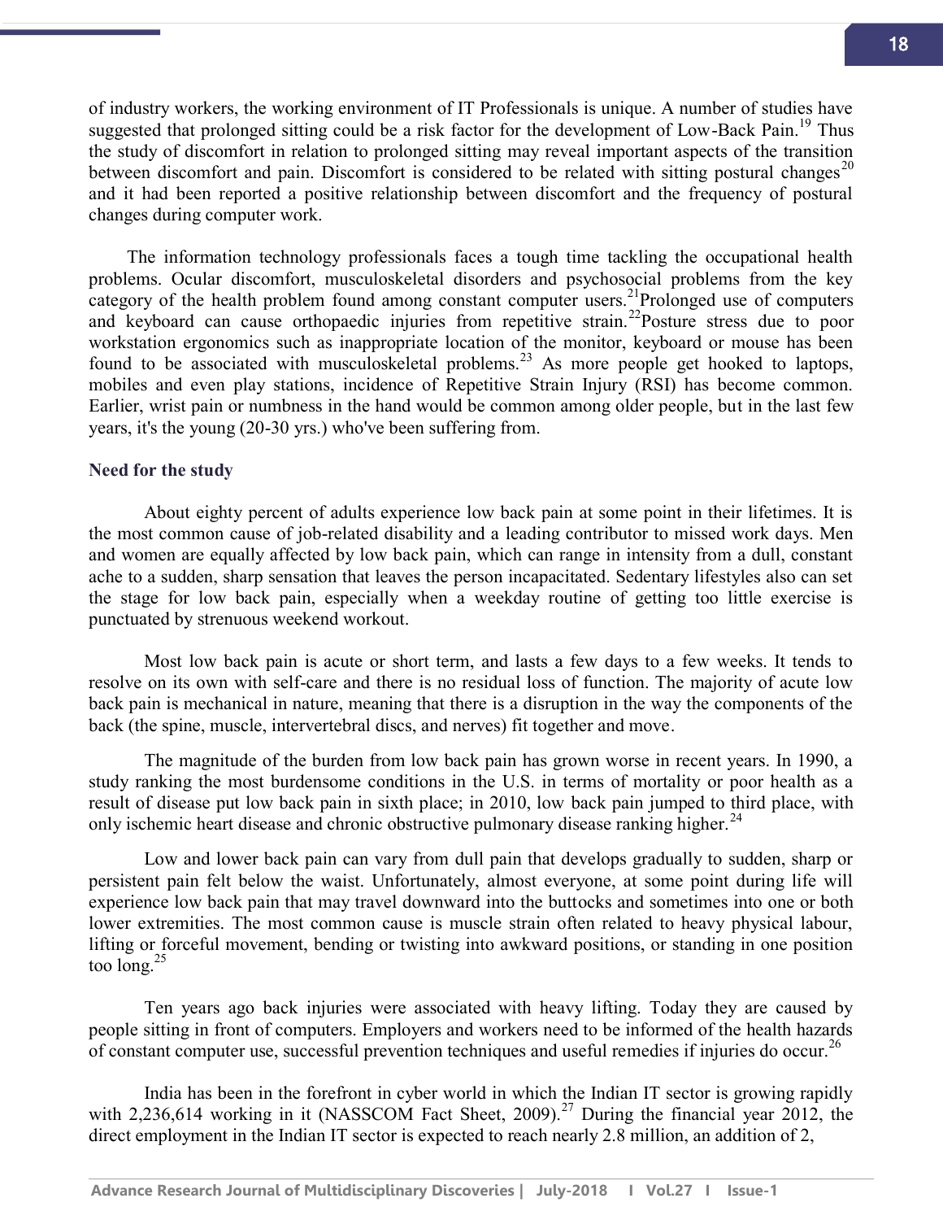of industry workers, the working environment of IT Professionals is unique. A number of studies have suggested that prolonged sitting could be a risk factor for the development of Low-Back Pain.[19] Thus the study of discomfort in relation to prolonged sitting may reveal important aspects of the transition between discomfort and pain. Discomfort is considered to be related with sitting postural changes[20] and it had been reported a positive relationship between discomfort and the frequency of postural changes during computer work.

The information technology professionals faces a tough time tackling the occupational health problems. Ocular discomfort, musculoskeletal disorders and psychosocial problems from the key category of the health problem found among constant computer users.[21]Prolonged use of computers and keyboard can cause orthopaedic injuries from repetitive strain.[22]Posture stress due to poor workstation ergonomics such as inappropriate location of the monitor, keyboard or mouse has been found to be associated with musculoskeletal problems.[23] As more people get hooked to laptops, mobiles and even play stations, incidence of Repetitive Strain Injury (RSI) has become common. Earlier, wrist pain or numbness in the hand would be common among older people, but in the last few years, it's the young (20-30 yrs.) who've been suffering from.

### Need for the study

About eighty percent of adults experience low back pain at some point in their lifetimes. It is the most common cause of job-related disability and a leading contributor to missed work days. Men and women are equally affected by low back pain, which can range in intensity from a dull, constant ache to a sudden, sharp sensation that leaves the person incapacitated. Sedentary lifestyles also can set the stage for low back pain, especially when a weekday routine of getting too little exercise is punctuated by strenuous weekend workout.

Most low back pain is acute or short term, and lasts a few days to a few weeks. It tends to resolve on its own with self-care and there is no residual loss of function. The majority of acute low back pain is mechanical in nature, meaning that there is a disruption in the way the components of the back (the spine, muscle, intervertebral discs, and nerves) fit together and move.

The magnitude of the burden from low back pain has grown worse in recent years. In 1990, a study ranking the most burdensome conditions in the U.S. in terms of mortality or poor health as a result of disease put low back pain in sixth place; in 2010, low back pain jumped to third place, with only ischemic heart disease and chronic obstructive pulmonary disease ranking higher.[24]

Low and lower back pain can vary from dull pain that develops gradually to sudden, sharp or persistent pain felt below the waist. Unfortunately, almost everyone, at some point during life will experience low back pain that may travel downward into the buttocks and sometimes into one or both lower extremities. The most common cause is muscle strain often related to heavy physical labour, lifting or forceful movement, bending or twisting into awkward positions, or standing in one position too long.[25]

Ten years ago back injuries were associated with heavy lifting. Today they are caused by people sitting in front of computers. Employers and workers need to be informed of the health hazards of constant computer use, successful prevention techniques and useful remedies if injuries do occur.[26]

India has been in the forefront in cyber world in which the Indian IT sector is growing rapidly with 2,236,614 working in it (NASSCOM Fact Sheet, 2009).[27] During the financial year 2012, the direct employment in the Indian IT sector is expected to reach nearly 2.8 million, an addition of 2,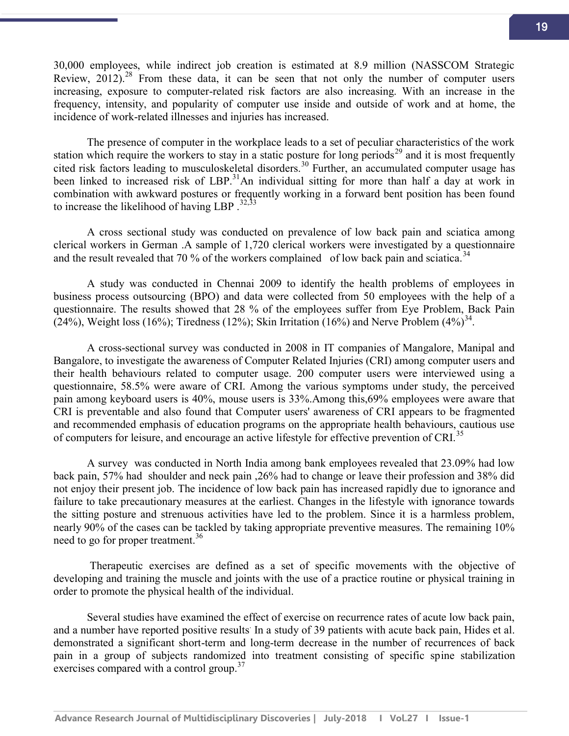30,000 employees, while indirect job creation is estimated at 8.9 million (NASSCOM Strategic Review, 2012).[28] From these data, it can be seen that not only the number of computer users increasing, exposure to computer-related risk factors are also increasing. With an increase in the frequency, intensity, and popularity of computer use inside and outside of work and at home, the incidence of work-related illnesses and injuries has increased.

The presence of computer in the workplace leads to a set of peculiar characteristics of the work station which require the workers to stay in a static posture for long periods[29] and it is most frequently cited risk factors leading to musculoskeletal disorders.[30] Further, an accumulated computer usage has been linked to increased risk of LBP.[31]An individual sitting for more than half a day at work in combination with awkward postures or frequently working in a forward bent position has been found to increase the likelihood of having LBP .[32,33]

A cross sectional study was conducted on prevalence of low back pain and sciatica among clerical workers in German .A sample of 1,720 clerical workers were investigated by a questionnaire and the result revealed that 70 % of the workers complained of low back pain and sciatica.[34]

A study was conducted in Chennai 2009 to identify the health problems of employees in business process outsourcing (BPO) and data were collected from 50 employees with the help of a questionnaire. The results showed that 28 % of the employees suffer from Eye Problem, Back Pain (24%), Weight loss (16%); Tiredness (12%); Skin Irritation (16%) and Nerve Problem (4%)[34].

A cross-sectional survey was conducted in 2008 in IT companies of Mangalore, Manipal and Bangalore, to investigate the awareness of Computer Related Injuries (CRI) among computer users and their health behaviours related to computer usage. 200 computer users were interviewed using a questionnaire, 58.5% were aware of CRI. Among the various symptoms under study, the perceived pain among keyboard users is 40%, mouse users is 33%.Among this,69% employees were aware that CRI is preventable and also found that Computer users' awareness of CRI appears to be fragmented and recommended emphasis of education programs on the appropriate health behaviours, cautious use of computers for leisure, and encourage an active lifestyle for effective prevention of CRI.[35]

A survey was conducted in North India among bank employees revealed that 23.09% had low back pain, 57% had shoulder and neck pain ,26% had to change or leave their profession and 38% did not enjoy their present job. The incidence of low back pain has increased rapidly due to ignorance and failure to take precautionary measures at the earliest. Changes in the lifestyle with ignorance towards the sitting posture and strenuous activities have led to the problem. Since it is a harmless problem, nearly 90% of the cases can be tackled by taking appropriate preventive measures. The remaining 10% need to go for proper treatment.[36]

Therapeutic exercises are defined as a set of specific movements with the objective of developing and training the muscle and joints with the use of a practice routine or physical training in order to promote the physical health of the individual.

Several studies have examined the effect of exercise on recurrence rates of acute low back pain, and a number have reported positive results. In a study of 39 patients with acute back pain, Hides et al. demonstrated a significant short-term and long-term decrease in the number of recurrences of back pain in a group of subjects randomized into treatment consisting of specific spine stabilization exercises compared with a control group.[37]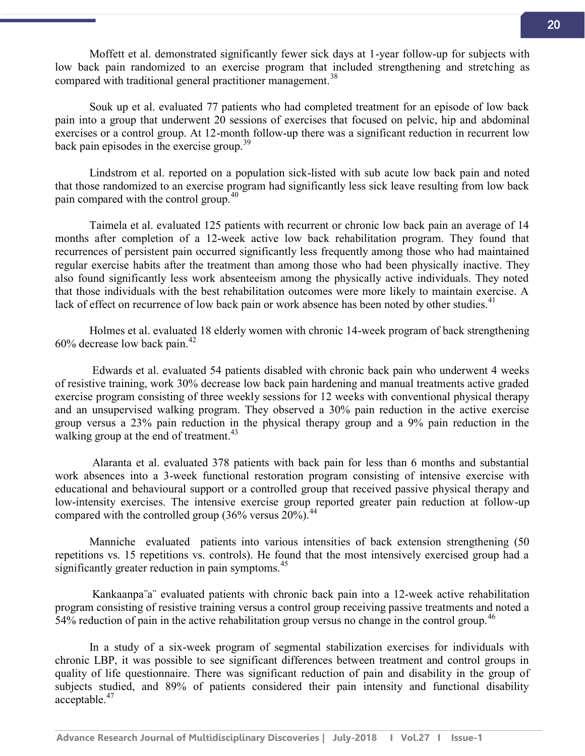Moffett et al. demonstrated significantly fewer sick days at 1-year follow-up for subjects with low back pain randomized to an exercise program that included strengthening and stretching as compared with traditional general practitioner management.[38]

Souk up et al. evaluated 77 patients who had completed treatment for an episode of low back pain into a group that underwent 20 sessions of exercises that focused on pelvic, hip and abdominal exercises or a control group. At 12-month follow-up there was a significant reduction in recurrent low back pain episodes in the exercise group.[39]

Lindstrom et al. reported on a population sick-listed with sub acute low back pain and noted that those randomized to an exercise program had significantly less sick leave resulting from low back pain compared with the control group.[40]

Taimela et al. evaluated 125 patients with recurrent or chronic low back pain an average of 14 months after completion of a 12-week active low back rehabilitation program. They found that recurrences of persistent pain occurred significantly less frequently among those who had maintained regular exercise habits after the treatment than among those who had been physically inactive. They also found significantly less work absenteeism among the physically active individuals. They noted that those individuals with the best rehabilitation outcomes were more likely to maintain exercise. A lack of effect on recurrence of low back pain or work absence has been noted by other studies.[41]

Holmes et al. evaluated 18 elderly women with chronic 14-week program of back strengthening 60% decrease low back pain.[42]

Edwards et al. evaluated 54 patients disabled with chronic back pain who underwent 4 weeks of resistive training, work 30% decrease low back pain hardening and manual treatments active graded exercise program consisting of three weekly sessions for 12 weeks with conventional physical therapy and an unsupervised walking program. They observed a 30% pain reduction in the active exercise group versus a 23% pain reduction in the physical therapy group and a 9% pain reduction in the walking group at the end of treatment.[43]

Alaranta et al. evaluated 378 patients with back pain for less than 6 months and substantial work absences into a 3-week functional restoration program consisting of intensive exercise with educational and behavioural support or a controlled group that received passive physical therapy and low-intensity exercises. The intensive exercise group reported greater pain reduction at follow-up compared with the controlled group (36% versus 20%).[44]

Manniche evaluated patients into various intensities of back extension strengthening (50 repetitions vs. 15 repetitions vs. controls). He found that the most intensively exercised group had a significantly greater reduction in pain symptoms.[45]

Kankaanpa¨a¨ evaluated patients with chronic back pain into a 12-week active rehabilitation program consisting of resistive training versus a control group receiving passive treatments and noted a 54% reduction of pain in the active rehabilitation group versus no change in the control group.[46]

In a study of a six-week program of segmental stabilization exercises for individuals with chronic LBP, it was possible to see significant differences between treatment and control groups in quality of life questionnaire. There was significant reduction of pain and disability in the group of subjects studied, and 89% of patients considered their pain intensity and functional disability acceptable.[47]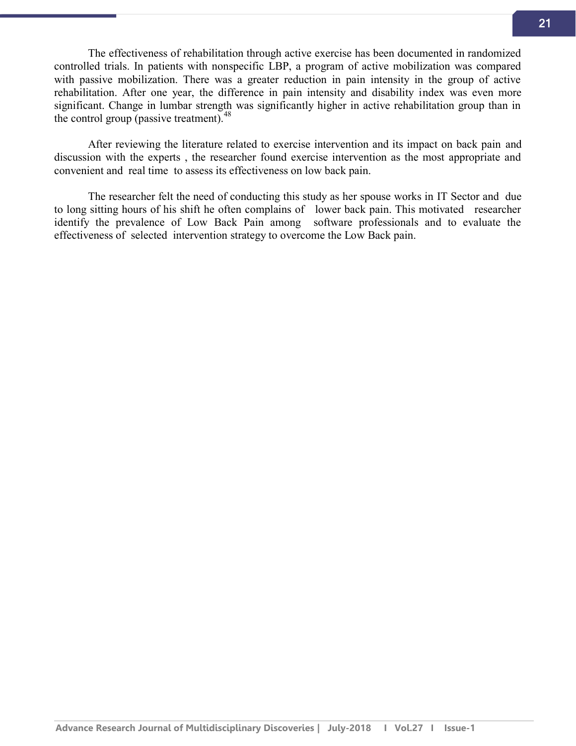The effectiveness of rehabilitation through active exercise has been documented in randomized controlled trials. In patients with nonspecific LBP, a program of active mobilization was compared with passive mobilization. There was a greater reduction in pain intensity in the group of active rehabilitation. After one year, the difference in pain intensity and disability index was even more significant. Change in lumbar strength was significantly higher in active rehabilitation group than in the control group (passive treatment).[48]

After reviewing the literature related to exercise intervention and its impact on back pain and discussion with the experts , the researcher found exercise intervention as the most appropriate and convenient and real time to assess its effectiveness on low back pain.

The researcher felt the need of conducting this study as her spouse works in IT Sector and due to long sitting hours of his shift he often complains of lower back pain. This motivated researcher identify the prevalence of Low Back Pain among software professionals and to evaluate the effectiveness of selected intervention strategy to overcome the Low Back pain.